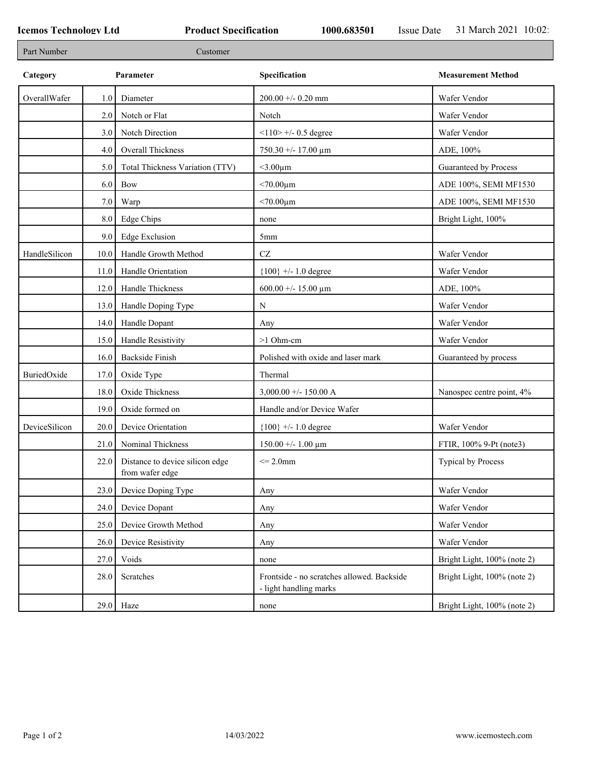**Icemos Technology Ltd** **Product Specification** **1000.683501** Issue Date 31 March 2021 10:02

| Part Number | Customer |
|---|---|

| Category | | Parameter | Specification | Measurement Method |
|---|---|---|---|---|
| OverallWafer | 1.0 | Diameter | 200.00 +/- 0.20 mm | Wafer Vendor |
| | 2.0 | Notch or Flat | Notch | Wafer Vendor |
| | 3.0 | Notch Direction | <110> +/- 0.5 degree | Wafer Vendor |
| | 4.0 | Overall Thickness | 750.30 +/- 17.00 µm | ADE, 100% |
| | 5.0 | Total Thickness Variation (TTV) | <3.00µm | Guaranteed by Process |
| | 6.0 | Bow | <70.00µm | ADE 100%, SEMI MF1530 |
| | 7.0 | Warp | <70.00µm | ADE 100%, SEMI MF1530 |
| | 8.0 | Edge Chips | none | Bright Light, 100% |
| | 9.0 | Edge Exclusion | 5mm | |
| HandleSilicon | 10.0 | Handle Growth Method | CZ | Wafer Vendor |
| | 11.0 | Handle Orientation | {100} +/- 1.0 degree | Wafer Vendor |
| | 12.0 | Handle Thickness | 600.00 +/- 15.00 µm | ADE, 100% |
| | 13.0 | Handle Doping Type | N | Wafer Vendor |
| | 14.0 | Handle Dopant | Any | Wafer Vendor |
| | 15.0 | Handle Resistivity | >1 Ohm-cm | Wafer Vendor |
| | 16.0 | Backside Finish | Polished with oxide and laser mark | Guaranteed by process |
| BuriedOxide | 17.0 | Oxide Type | Thermal | |
| | 18.0 | Oxide Thickness | 3,000.00 +/- 150.00 A | Nanospec centre point, 4% |
| | 19.0 | Oxide formed on | Handle and/or Device Wafer | |
| DeviceSilicon | 20.0 | Device Orientation | {100} +/- 1.0 degree | Wafer Vendor |
| | 21.0 | Nominal Thickness | 150.00 +/- 1.00 µm | FTIR, 100% 9-Pt (note3) |
| | 22.0 | Distance to device silicon edge from wafer edge | <= 2.0mm | Typical by Process |
| | 23.0 | Device Doping Type | Any | Wafer Vendor |
| | 24.0 | Device Dopant | Any | Wafer Vendor |
| | 25.0 | Device Growth Method | Any | Wafer Vendor |
| | 26.0 | Device Resistivity | Any | Wafer Vendor |
| | 27.0 | Voids | none | Bright Light, 100% (note 2) |
| | 28.0 | Scratches | Frontside - no scratches allowed. Backside - light handling marks | Bright Light, 100% (note 2) |
| | 29.0 | Haze | none | Bright Light, 100% (note 2) |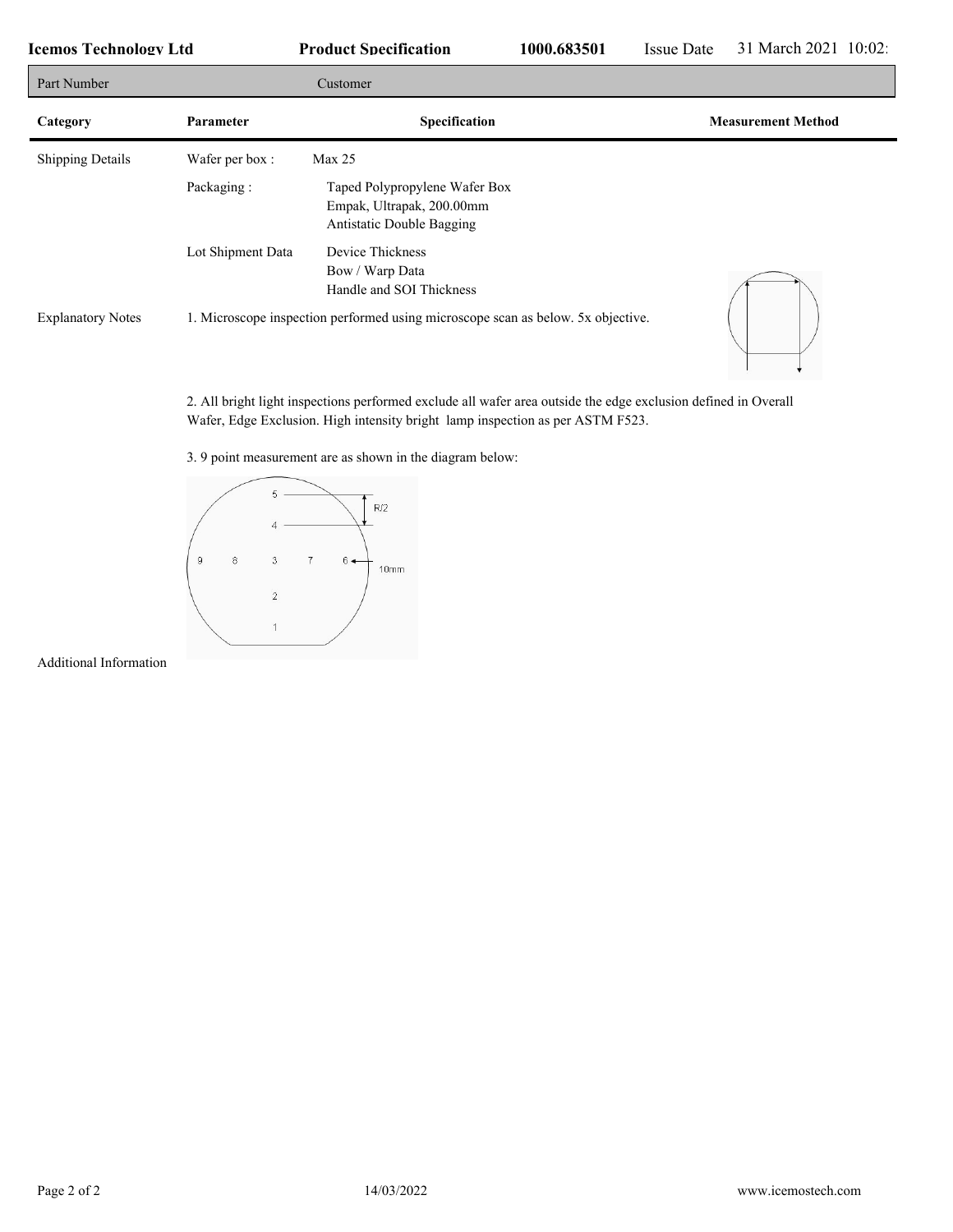| Part Number | Customer | | |
|---|---|---|---|
| **Category** | **Parameter** | **Specification** | **Measurement Method** |
| Shipping Details | Wafer per box : | Max 25 | |
| | Packaging : | Taped Polypropylene Wafer Box<br>Empak, Ultrapak, 200.00mm<br>Antistatic Double Bagging | |
| | Lot Shipment Data | Device Thickness<br>Bow / Warp Data<br>Handle and SOI Thickness | |
| Explanatory Notes | 1. Microscope inspection performed using microscope scan as below. 5x objective. | | |

2. All bright light inspections performed exclude all wafer area outside the edge exclusion defined in Overall Wafer, Edge Exclusion. High intensity bright lamp inspection as per ASTM F523.

3. 9 point measurement are as shown in the diagram below:

5
4
9 8 3 7 6
2
1
R/2
10mm

Additional Information